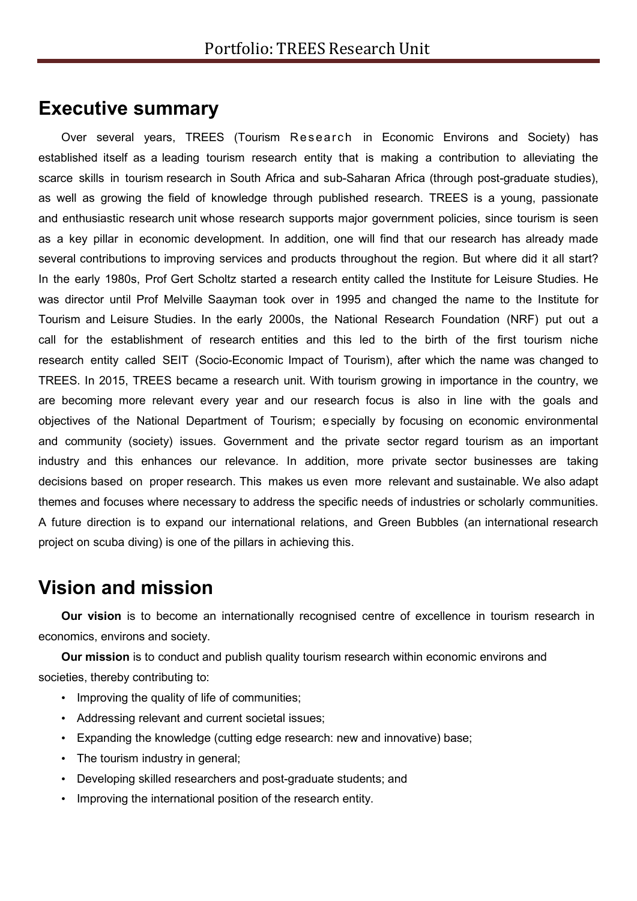## Executive summary

Over several years, TREES (Tourism Research in Economic Environs and Society) has established itself as a leading tourism research entity that is making a contribution to alleviating the scarce skills in tourism research in South Africa and sub-Saharan Africa (through post-graduate studies), as well as growing the field of knowledge through published research. TREES is a young, passionate and enthusiastic research unit whose research supports major government policies, since tourism is seen as a key pillar in economic development. In addition, one will find that our research has already made several contributions to improving services and products throughout the region. But where did it all start? In the early 1980s, Prof Gert Scholtz started a research entity called the Institute for Leisure Studies. He was director until Prof Melville Saayman took over in 1995 and changed the name to the Institute for Tourism and Leisure Studies. In the early 2000s, the National Research Foundation (NRF) put out a call for the establishment of research entities and this led to the birth of the first tourism niche research entity called SEIT (Socio-Economic Impact of Tourism), after which the name was changed to TREES. In 2015, TREES became a research unit. With tourism growing in importance in the country, we are becoming more relevant every year and our research focus is also in line with the goals and objectives of the National Department of Tourism; especially by focusing on economic environmental and community (society) issues. Government and the private sector regard tourism as an important industry and this enhances our relevance. In addition, more private sector businesses are taking decisions based on proper research. This makes us even more relevant and sustainable. We also adapt themes and focuses where necessary to address the specific needs of industries or scholarly communities. A future direction is to expand our international relations, and Green Bubbles (an international research project on scuba diving) is one of the pillars in achieving this.

## Vision and mission

**Our vision** is to become an internationally recognised centre of excellence in tourism research in economics, environs and society.

**Our mission** is to conduct and publish quality tourism research within economic environs and societies, thereby contributing to:

- Improving the quality of life of communities;
- Addressing relevant and current societal issues;
- Expanding the knowledge (cutting edge research: new and innovative) base;
- The tourism industry in general;
- Developing skilled researchers and post-graduate students; and
- Improving the international position of the research entity.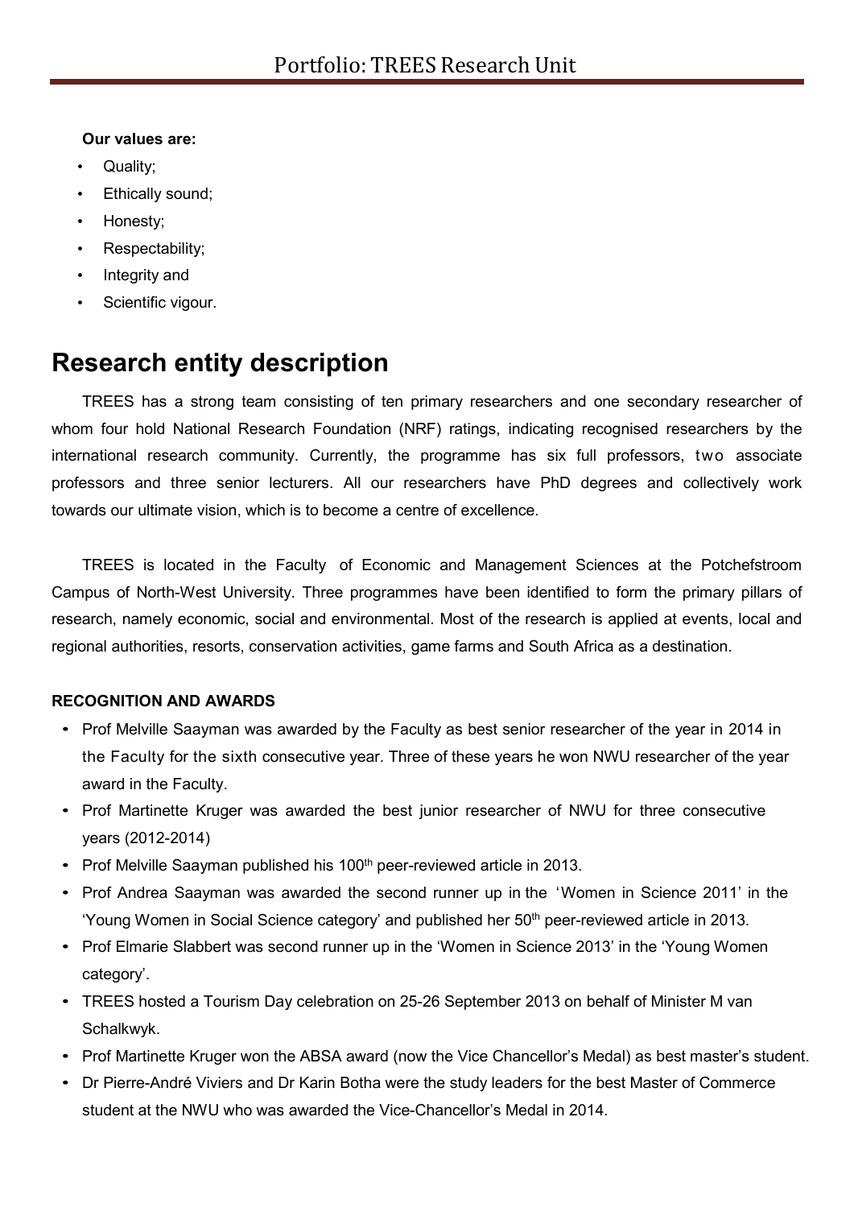**Our values are:**

- Quality;
- Ethically sound;
- Honesty;
- Respectability;
- Integrity and
- Scientific vigour.

# Research entity description

TREES has a strong team consisting of ten primary researchers and one secondary researcher of whom four hold National Research Foundation (NRF) ratings, indicating recognised researchers by the international research community. Currently, the programme has six full professors, two associate professors and three senior lecturers. All our researchers have PhD degrees and collectively work towards our ultimate vision, which is to become a centre of excellence.

TREES is located in the Faculty of Economic and Management Sciences at the Potchefstroom Campus of North-West University. Three programmes have been identified to form the primary pillars of research, namely economic, social and environmental. Most of the research is applied at events, local and regional authorities, resorts, conservation activities, game farms and South Africa as a destination.

**RECOGNITION AND AWARDS**

- Prof Melville Saayman was awarded by the Faculty as best senior researcher of the year in 2014 in the Faculty for the sixth consecutive year. Three of these years he won NWU researcher of the year award in the Faculty.
- Prof Martinette Kruger was awarded the best junior researcher of NWU for three consecutive years (2012-2014)
- Prof Melville Saayman published his 100th peer-reviewed article in 2013.
- Prof Andrea Saayman was awarded the second runner up in the 'Women in Science 2011' in the 'Young Women in Social Science category' and published her 50th peer-reviewed article in 2013.
- Prof Elmarie Slabbert was second runner up in the 'Women in Science 2013' in the 'Young Women category'.
- TREES hosted a Tourism Day celebration on 25-26 September 2013 on behalf of Minister M van Schalkwyk.
- Prof Martinette Kruger won the ABSA award (now the Vice Chancellor's Medal) as best master's student.
- Dr Pierre-André Viviers and Dr Karin Botha were the study leaders for the best Master of Commerce student at the NWU who was awarded the Vice-Chancellor's Medal in 2014.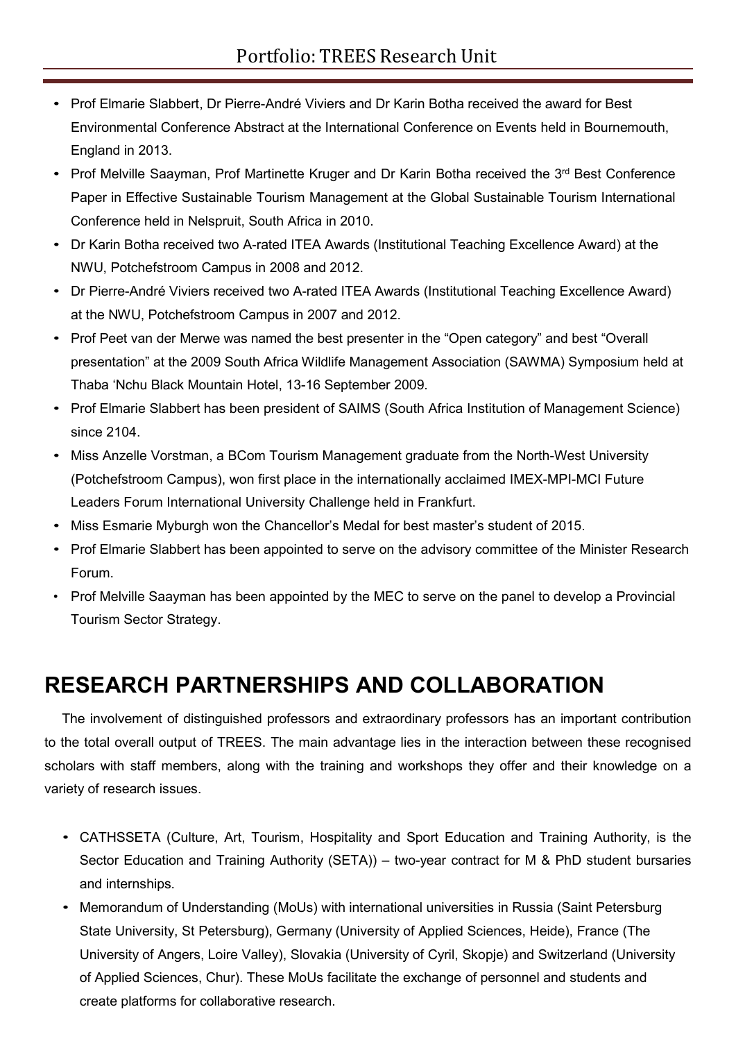- Prof Elmarie Slabbert, Dr Pierre-André Viviers and Dr Karin Botha received the award for Best Environmental Conference Abstract at the International Conference on Events held in Bournemouth, England in 2013.
- Prof Melville Saayman, Prof Martinette Kruger and Dr Karin Botha received the 3rd Best Conference Paper in Effective Sustainable Tourism Management at the Global Sustainable Tourism International Conference held in Nelspruit, South Africa in 2010.
- Dr Karin Botha received two A-rated ITEA Awards (Institutional Teaching Excellence Award) at the NWU, Potchefstroom Campus in 2008 and 2012.
- Dr Pierre-André Viviers received two A-rated ITEA Awards (Institutional Teaching Excellence Award) at the NWU, Potchefstroom Campus in 2007 and 2012.
- Prof Peet van der Merwe was named the best presenter in the "Open category" and best "Overall presentation" at the 2009 South Africa Wildlife Management Association (SAWMA) Symposium held at Thaba 'Nchu Black Mountain Hotel, 13-16 September 2009.
- Prof Elmarie Slabbert has been president of SAIMS (South Africa Institution of Management Science) since 2104.
- Miss Anzelle Vorstman, a BCom Tourism Management graduate from the North-West University (Potchefstroom Campus), won first place in the internationally acclaimed IMEX-MPI-MCI Future Leaders Forum International University Challenge held in Frankfurt.
- Miss Esmarie Myburgh won the Chancellor's Medal for best master's student of 2015.
- Prof Elmarie Slabbert has been appointed to serve on the advisory committee of the Minister Research Forum.
- Prof Melville Saayman has been appointed by the MEC to serve on the panel to develop a Provincial Tourism Sector Strategy.

# RESEARCH PARTNERSHIPS AND COLLABORATION

The involvement of distinguished professors and extraordinary professors has an important contribution to the total overall output of TREES. The main advantage lies in the interaction between these recognised scholars with staff members, along with the training and workshops they offer and their knowledge on a variety of research issues.

- CATHSSETA (Culture, Art, Tourism, Hospitality and Sport Education and Training Authority, is the Sector Education and Training Authority (SETA)) – two-year contract for M & PhD student bursaries and internships.
- Memorandum of Understanding (MoUs) with international universities in Russia (Saint Petersburg State University, St Petersburg), Germany (University of Applied Sciences, Heide), France (The University of Angers, Loire Valley), Slovakia (University of Cyril, Skopje) and Switzerland (University of Applied Sciences, Chur). These MoUs facilitate the exchange of personnel and students and create platforms for collaborative research.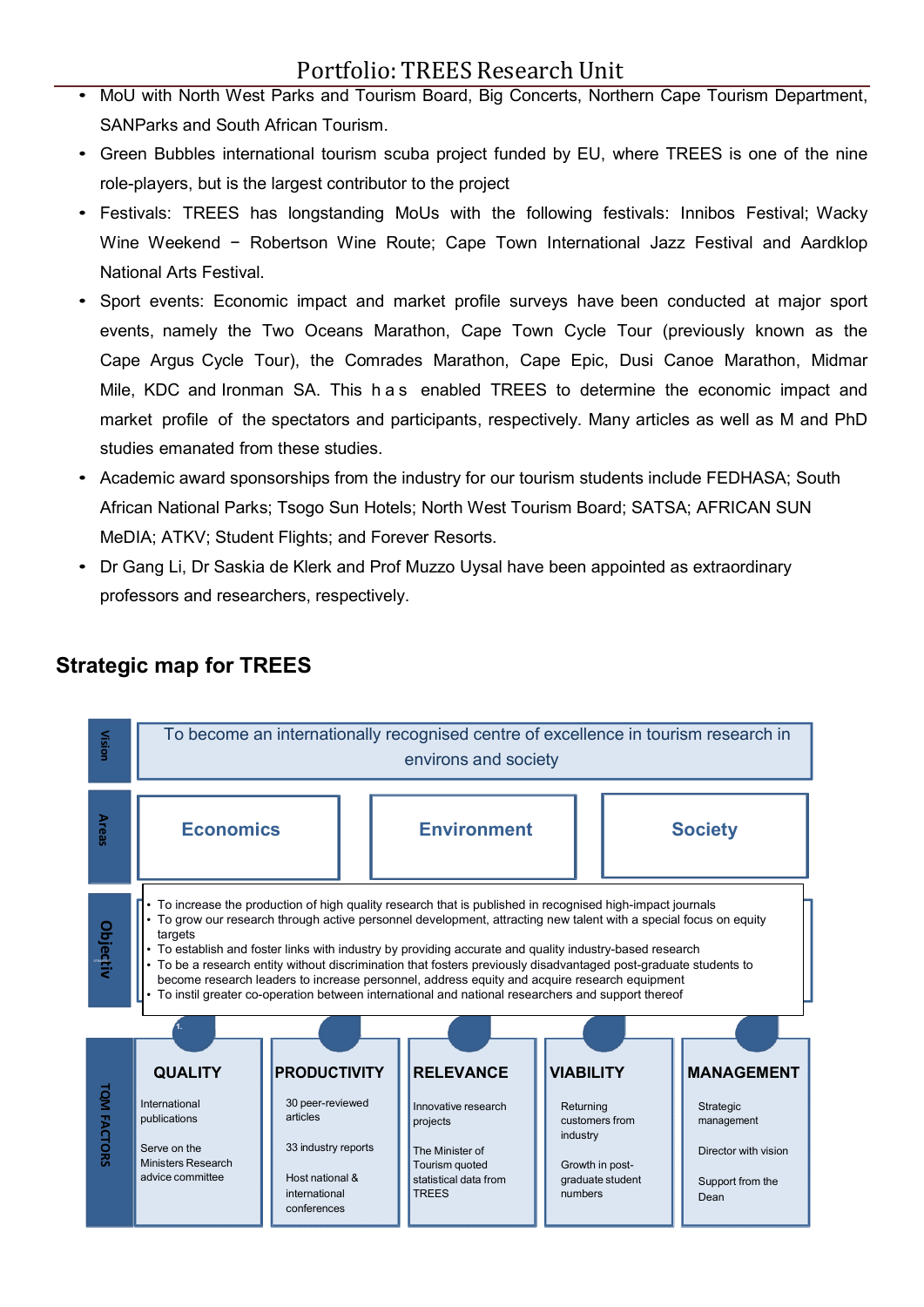- MoU with North West Parks and Tourism Board, Big Concerts, Northern Cape Tourism Department, SANParks and South African Tourism.
- Green Bubbles international tourism scuba project funded by EU, where TREES is one of the nine role-players, but is the largest contributor to the project
- Festivals: TREES has longstanding MoUs with the following festivals: Innibos Festival; Wacky Wine Weekend − Robertson Wine Route; Cape Town International Jazz Festival and Aardklop National Arts Festival.
- Sport events: Economic impact and market profile surveys have been conducted at major sport events, namely the Two Oceans Marathon, Cape Town Cycle Tour (previously known as the Cape Argus Cycle Tour), the Comrades Marathon, Cape Epic, Dusi Canoe Marathon, Midmar Mile, KDC and Ironman SA. This has enabled TREES to determine the economic impact and market profile of the spectators and participants, respectively. Many articles as well as M and PhD studies emanated from these studies.
- Academic award sponsorships from the industry for our tourism students include FEDHASA; South African National Parks; Tsogo Sun Hotels; North West Tourism Board; SATSA; AFRICAN SUN MeDIA; ATKV; Student Flights; and Forever Resorts.
- Dr Gang Li, Dr Saskia de Klerk and Prof Muzzo Uysal have been appointed as extraordinary professors and researchers, respectively.

## Strategic map for TREES

**Vision:** To become an internationally recognised centre of excellence in tourism research in environs and society

**Areas:** Economics | Environment | Society

**Objectives:**

- To increase the production of high quality research that is published in recognised high-impact journals
- To grow our research through active personnel development, attracting new talent with a special focus on equity targets
- To establish and foster links with industry by providing accurate and quality industry-based research
- To be a research entity without discrimination that fosters previously disadvantaged post-graduate students to become research leaders to increase personnel, address equity and acquire research equipment
- To instil greater co-operation between international and national researchers and support thereof

**TQM FACTORS:**

| QUALITY | PRODUCTIVITY | RELEVANCE | VIABILITY | MANAGEMENT |
|---|---|---|---|---|
| International publications | 30 peer-reviewed articles | Innovative research projects | Returning customers from industry | Strategic management |
| Serve on the Ministers Research advice committee | 33 industry reports | The Minister of Tourism quoted statistical data from TREES | Growth in post-graduate student numbers | Director with vision |
| | Host national & international conferences | | | Support from the Dean |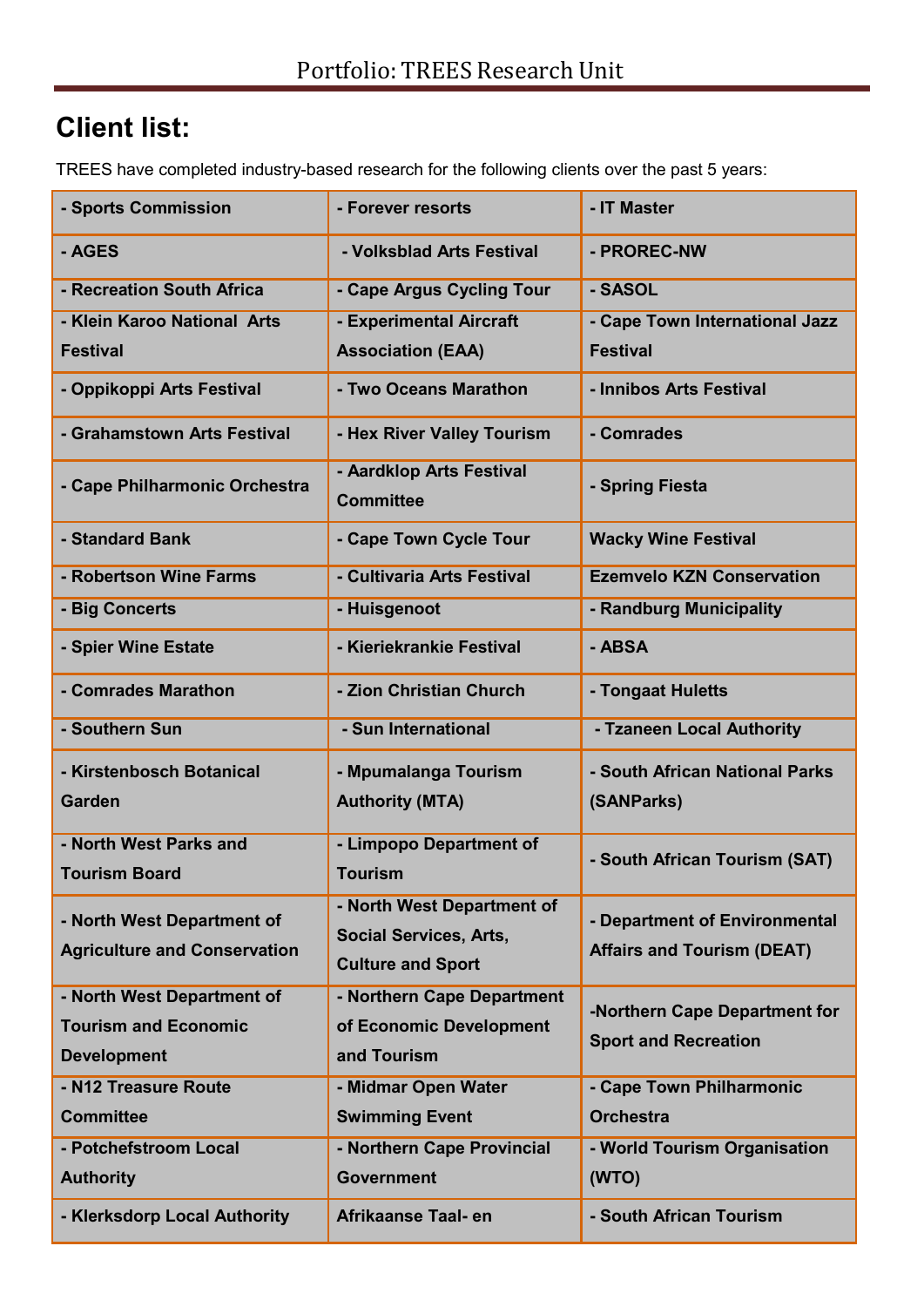## Client list:

TREES have completed industry-based research for the following clients over the past 5 years:

| | | |
|---|---|---|
| - Sports Commission | - Forever resorts | - IT Master |
| - AGES | - Volksblad Arts Festival | - PROREC-NW |
| - Recreation South Africa | - Cape Argus Cycling Tour | - SASOL |
| - Klein Karoo National Arts Festival | - Experimental Aircraft Association (EAA) | - Cape Town International Jazz Festival |
| - Oppikoppi Arts Festival | - Two Oceans Marathon | - Innibos Arts Festival |
| - Grahamstown Arts Festival | - Hex River Valley Tourism | - Comrades |
| - Cape Philharmonic Orchestra | - Aardklop Arts Festival Committee | - Spring Fiesta |
| - Standard Bank | - Cape Town Cycle Tour | Wacky Wine Festival |
| - Robertson Wine Farms | - Cultivaria Arts Festival | Ezemvelo KZN Conservation |
| - Big Concerts | - Huisgenoot | - Randburg Municipality |
| - Spier Wine Estate | - Kieriekrankie Festival | - ABSA |
| - Comrades Marathon | - Zion Christian Church | - Tongaat Huletts |
| - Southern Sun | - Sun International | - Tzaneen Local Authority |
| - Kirstenbosch Botanical Garden | - Mpumalanga Tourism Authority (MTA) | - South African National Parks (SANParks) |
| - North West Parks and Tourism Board | - Limpopo Department of Tourism | - South African Tourism (SAT) |
| - North West Department of Agriculture and Conservation | - North West Department of Social Services, Arts, Culture and Sport | - Department of Environmental Affairs and Tourism (DEAT) |
| - North West Department of Tourism and Economic Development | - Northern Cape Department of Economic Development and Tourism | -Northern Cape Department for Sport and Recreation |
| - N12 Treasure Route Committee | - Midmar Open Water Swimming Event | - Cape Town Philharmonic Orchestra |
| - Potchefstroom Local Authority | - Northern Cape Provincial Government | - World Tourism Organisation (WTO) |
| - Klerksdorp Local Authority | Afrikaanse Taal- en | - South African Tourism |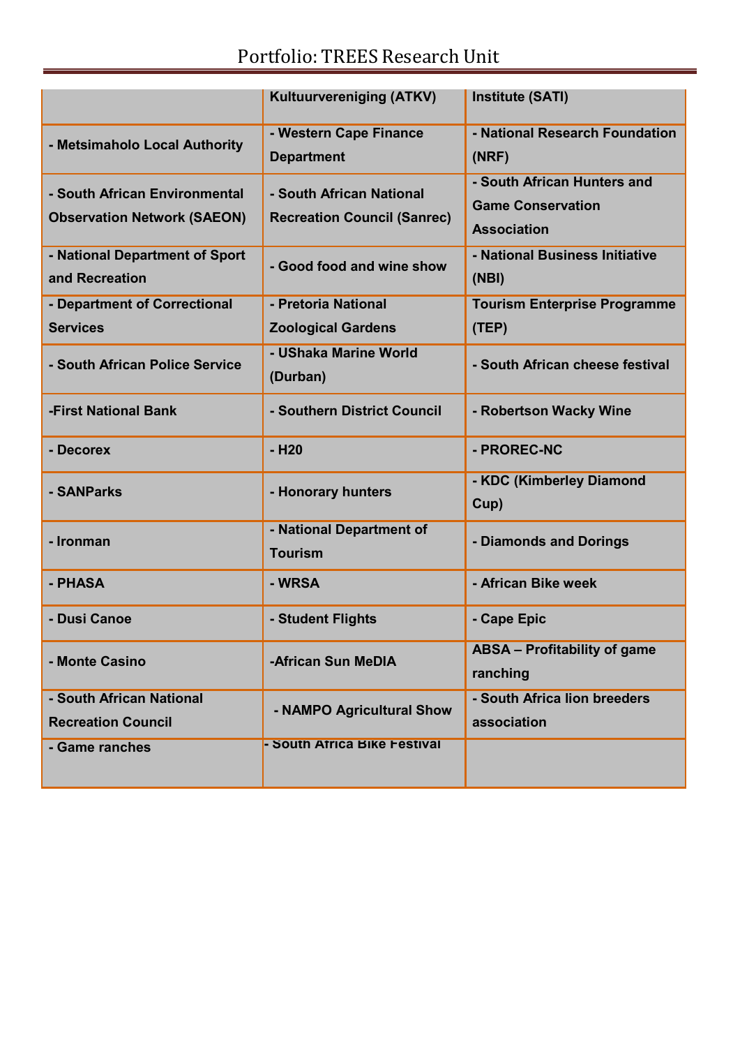| | | |
|---|---|---|
| | Kultuurvereniging (ATKV) | Institute (SATI) |
| - Metsimaholo Local Authority | - Western Cape Finance Department | - National Research Foundation (NRF) |
| - South African Environmental Observation Network (SAEON) | - South African National Recreation Council (Sanrec) | - South African Hunters and Game Conservation Association |
| - National Department of Sport and Recreation | - Good food and wine show | - National Business Initiative (NBI) |
| - Department of Correctional Services | - Pretoria National Zoological Gardens | Tourism Enterprise Programme (TEP) |
| - South African Police Service | - UShaka Marine World (Durban) | - South African cheese festival |
| -First National Bank | - Southern District Council | - Robertson Wacky Wine |
| - Decorex | - H20 | - PROREC-NC |
| - SANParks | - Honorary hunters | - KDC (Kimberley Diamond Cup) |
| - Ironman | - National Department of Tourism | - Diamonds and Dorings |
| - PHASA | - WRSA | - African Bike week |
| - Dusi Canoe | - Student Flights | - Cape Epic |
| - Monte Casino | -African Sun MeDIA | ABSA – Profitability of game ranching |
| - South African National Recreation Council | - NAMPO Agricultural Show | - South Africa lion breeders association |
| - Game ranches | - South Africa Bike Festival | |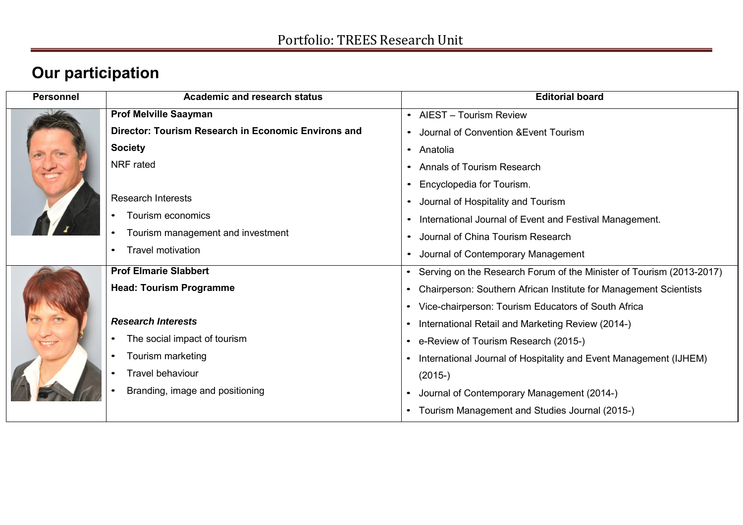## Our participation

| Personnel | Academic and research status | Editorial board |
|---|---|---|
| | **Prof Melville Saayman**<br>**Director: Tourism Research in Economic Environs and Society**<br>NRF rated<br><br>Research Interests<br>• Tourism economics<br>• Tourism management and investment<br>• Travel motivation | • AIEST – Tourism Review<br>• Journal of Convention &Event Tourism<br>• Anatolia<br>• Annals of Tourism Research<br>• Encyclopedia for Tourism.<br>• Journal of Hospitality and Tourism<br>• International Journal of Event and Festival Management.<br>• Journal of China Tourism Research<br>• Journal of Contemporary Management |
| | **Prof Elmarie Slabbert**<br>**Head: Tourism Programme**<br><br>***Research Interests***<br>• The social impact of tourism<br>• Tourism marketing<br>• Travel behaviour<br>• Branding, image and positioning | • Serving on the Research Forum of the Minister of Tourism (2013-2017)<br>• Chairperson: Southern African Institute for Management Scientists<br>• Vice-chairperson: Tourism Educators of South Africa<br>• International Retail and Marketing Review (2014-)<br>• e-Review of Tourism Research (2015-)<br>• International Journal of Hospitality and Event Management (IJHEM) (2015-)<br>• Journal of Contemporary Management (2014-)<br>• Tourism Management and Studies Journal (2015-) |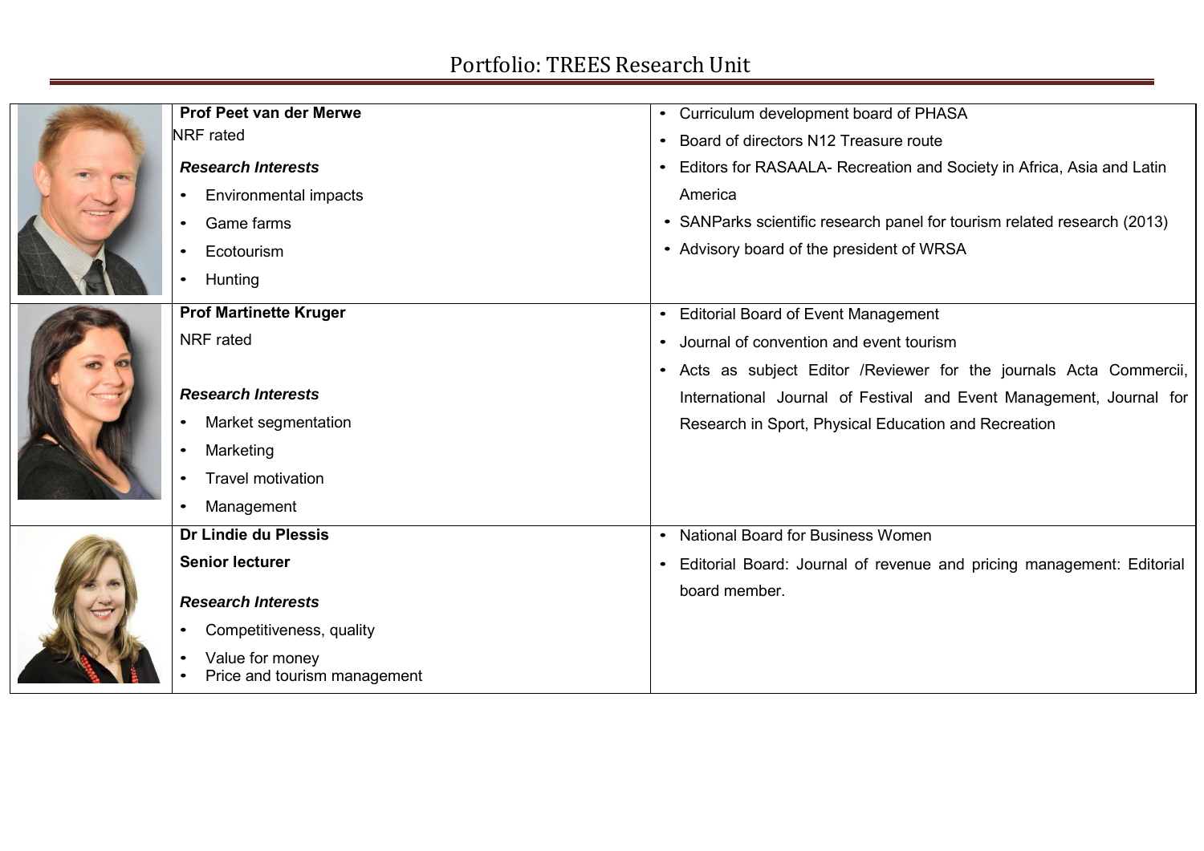## Portfolio: TREES Research Unit

| | | |
|---|---|---|
| | **Prof Peet van der Merwe**<br>NRF rated<br>***Research Interests***<br>• Environmental impacts<br>• Game farms<br>• Ecotourism<br>• Hunting | • Curriculum development board of PHASA<br>• Board of directors N12 Treasure route<br>• Editors for RASAALA- Recreation and Society in Africa, Asia and Latin America<br>• SANParks scientific research panel for tourism related research (2013)<br>• Advisory board of the president of WRSA |
| | **Prof Martinette Kruger**<br>NRF rated<br>***Research Interests***<br>• Market segmentation<br>• Marketing<br>• Travel motivation<br>• Management | • Editorial Board of Event Management<br>• Journal of convention and event tourism<br>• Acts as subject Editor /Reviewer for the journals Acta Commercii, International Journal of Festival and Event Management, Journal for Research in Sport, Physical Education and Recreation |
| | **Dr Lindie du Plessis**<br>**Senior lecturer**<br>***Research Interests***<br>• Competitiveness, quality<br>• Value for money<br>• Price and tourism management | • National Board for Business Women<br>• Editorial Board: Journal of revenue and pricing management: Editorial board member. |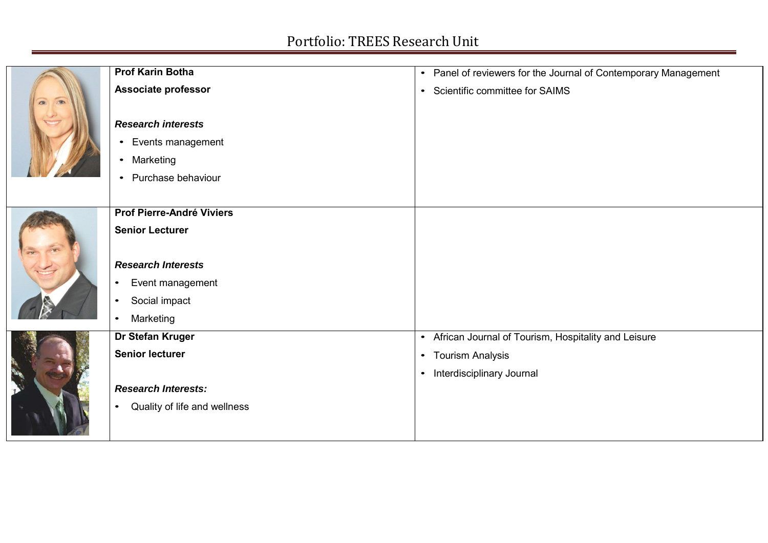## Portfolio: TREES Research Unit

| | | |
|---|---|---|
| | **Prof Karin Botha**<br>**Associate professor**<br><br>***Research interests***<br>• Events management<br>• Marketing<br>• Purchase behaviour | • Panel of reviewers for the Journal of Contemporary Management<br>• Scientific committee for SAIMS |
| | **Prof Pierre-André Viviers**<br>**Senior Lecturer**<br><br>***Research Interests***<br>• Event management<br>• Social impact<br>• Marketing | |
| | **Dr Stefan Kruger**<br>**Senior lecturer**<br><br>***Research Interests:***<br>• Quality of life and wellness | • African Journal of Tourism, Hospitality and Leisure<br>• Tourism Analysis<br>• Interdisciplinary Journal |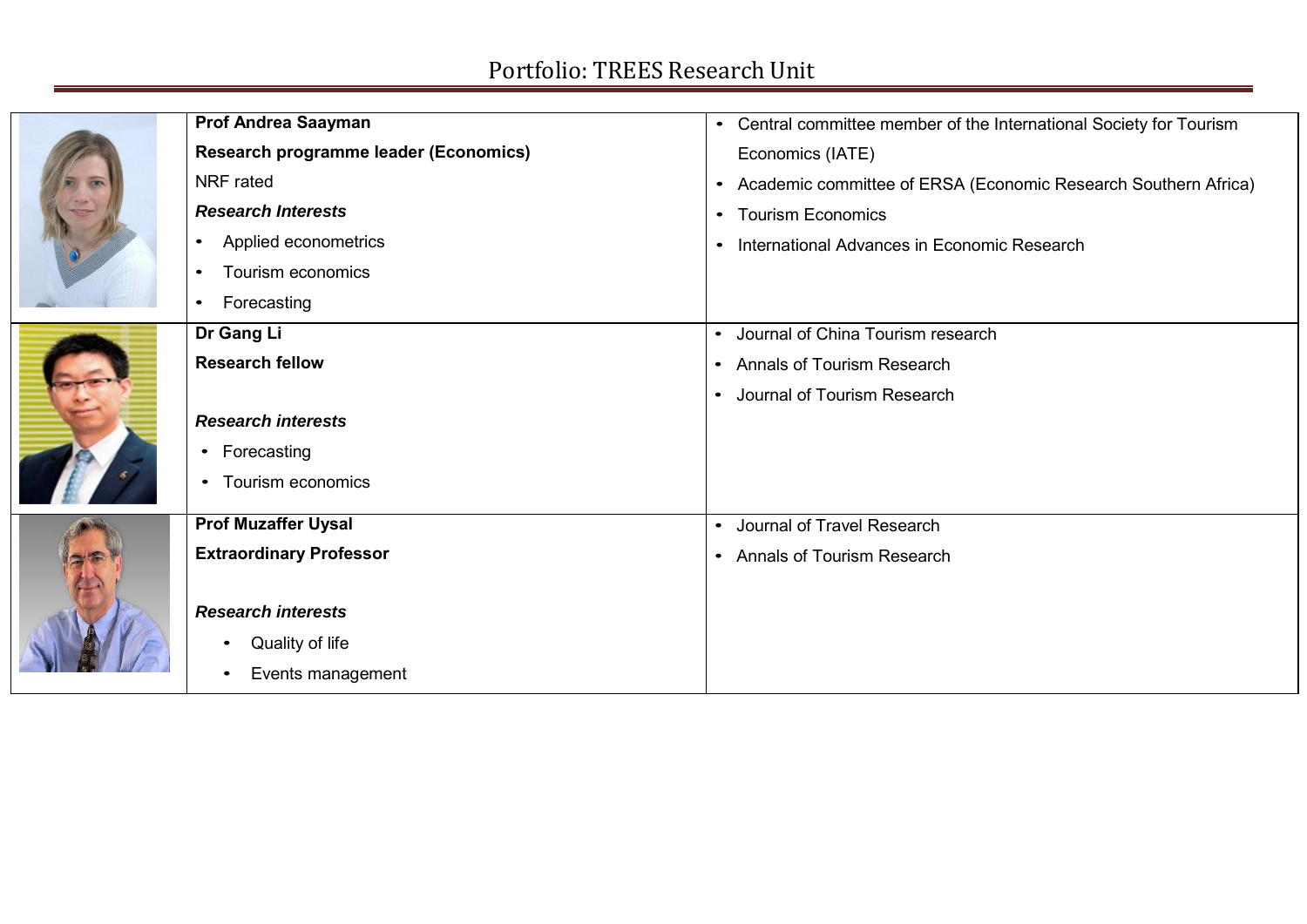# Portfolio: TREES Research Unit

| | | |
|---|---|---|
| | **Prof Andrea Saayman**<br>**Research programme leader (Economics)**<br>NRF rated<br>***Research Interests***<br>• Applied econometrics<br>• Tourism economics<br>• Forecasting | • Central committee member of the International Society for Tourism Economics (IATE)<br>• Academic committee of ERSA (Economic Research Southern Africa)<br>• Tourism Economics<br>• International Advances in Economic Research |
| | **Dr Gang Li**<br>**Research fellow**<br><br>***Research interests***<br>• Forecasting<br>• Tourism economics | • Journal of China Tourism research<br>• Annals of Tourism Research<br>• Journal of Tourism Research |
| | **Prof Muzaffer Uysal**<br>**Extraordinary Professor**<br><br>***Research interests***<br>• Quality of life<br>• Events management | • Journal of Travel Research<br>• Annals of Tourism Research |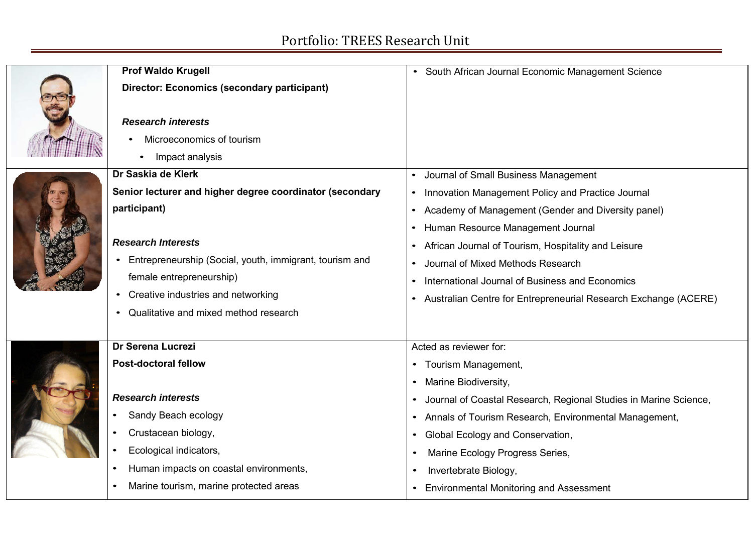# Portfolio: TREES Research Unit

| | | |
|---|---|---|
| | **Prof Waldo Krugell**<br>**Director: Economics (secondary participant)**<br><br>***Research interests***<br>• Microeconomics of tourism<br>• Impact analysis | • South African Journal Economic Management Science |
| | **Dr Saskia de Klerk**<br>**Senior lecturer and higher degree coordinator (secondary participant)**<br><br>***Research Interests***<br>• Entrepreneurship (Social, youth, immigrant, tourism and female entrepreneurship)<br>• Creative industries and networking<br>• Qualitative and mixed method research | • Journal of Small Business Management<br>• Innovation Management Policy and Practice Journal<br>• Academy of Management (Gender and Diversity panel)<br>• Human Resource Management Journal<br>• African Journal of Tourism, Hospitality and Leisure<br>• Journal of Mixed Methods Research<br>• International Journal of Business and Economics<br>• Australian Centre for Entrepreneurial Research Exchange (ACERE) |
| | **Dr Serena Lucrezi**<br>**Post-doctoral fellow**<br><br>***Research interests***<br>• Sandy Beach ecology<br>• Crustacean biology,<br>• Ecological indicators,<br>• Human impacts on coastal environments,<br>• Marine tourism, marine protected areas | Acted as reviewer for:<br>• Tourism Management,<br>• Marine Biodiversity,<br>• Journal of Coastal Research, Regional Studies in Marine Science,<br>• Annals of Tourism Research, Environmental Management,<br>• Global Ecology and Conservation,<br>• Marine Ecology Progress Series,<br>• Invertebrate Biology,<br>• Environmental Monitoring and Assessment |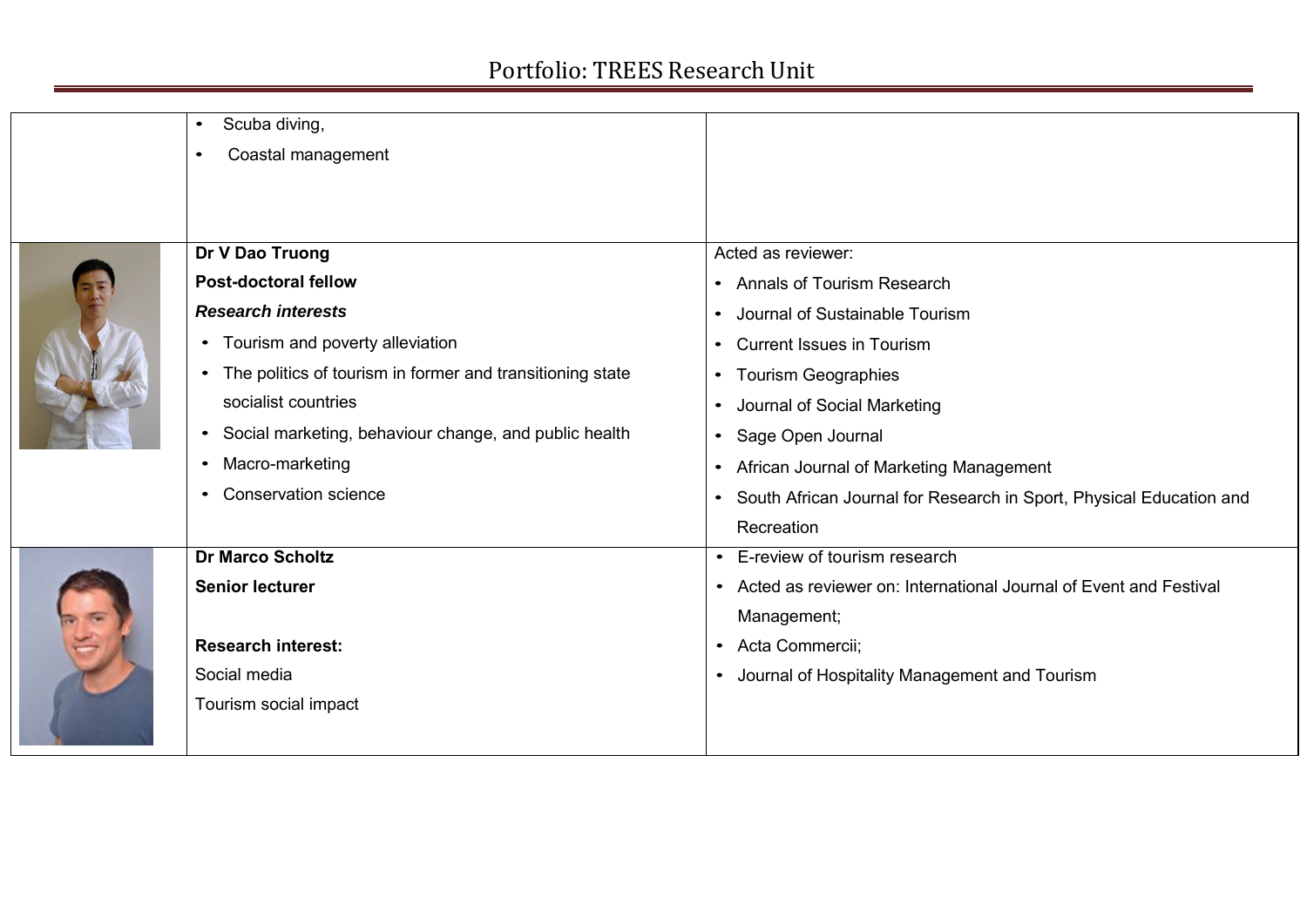| | | |
|---|---|---|
| | • Scuba diving,<br>• Coastal management | |
| | **Dr V Dao Truong**<br>**Post-doctoral fellow**<br>***Research interests***<br>• Tourism and poverty alleviation<br>• The politics of tourism in former and transitioning state socialist countries<br>• Social marketing, behaviour change, and public health<br>• Macro-marketing<br>• Conservation science | Acted as reviewer:<br>• Annals of Tourism Research<br>• Journal of Sustainable Tourism<br>• Current Issues in Tourism<br>• Tourism Geographies<br>• Journal of Social Marketing<br>• Sage Open Journal<br>• African Journal of Marketing Management<br>• South African Journal for Research in Sport, Physical Education and Recreation |
| | **Dr Marco Scholtz**<br>**Senior lecturer**<br><br>**Research interest:**<br>Social media<br>Tourism social impact | • E-review of tourism research<br>• Acted as reviewer on: International Journal of Event and Festival Management;<br>• Acta Commercii;<br>• Journal of Hospitality Management and Tourism |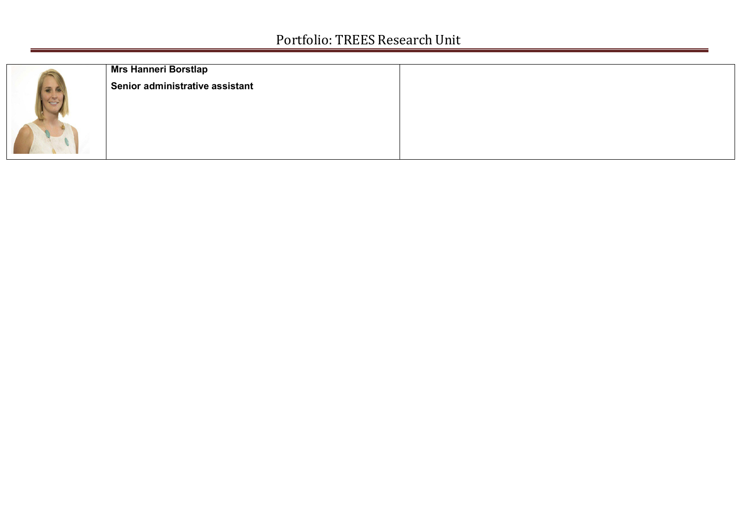| | | |
|---|---|---|
| | **Mrs Hanneri Borstlap**<br>**Senior administrative assistant** | |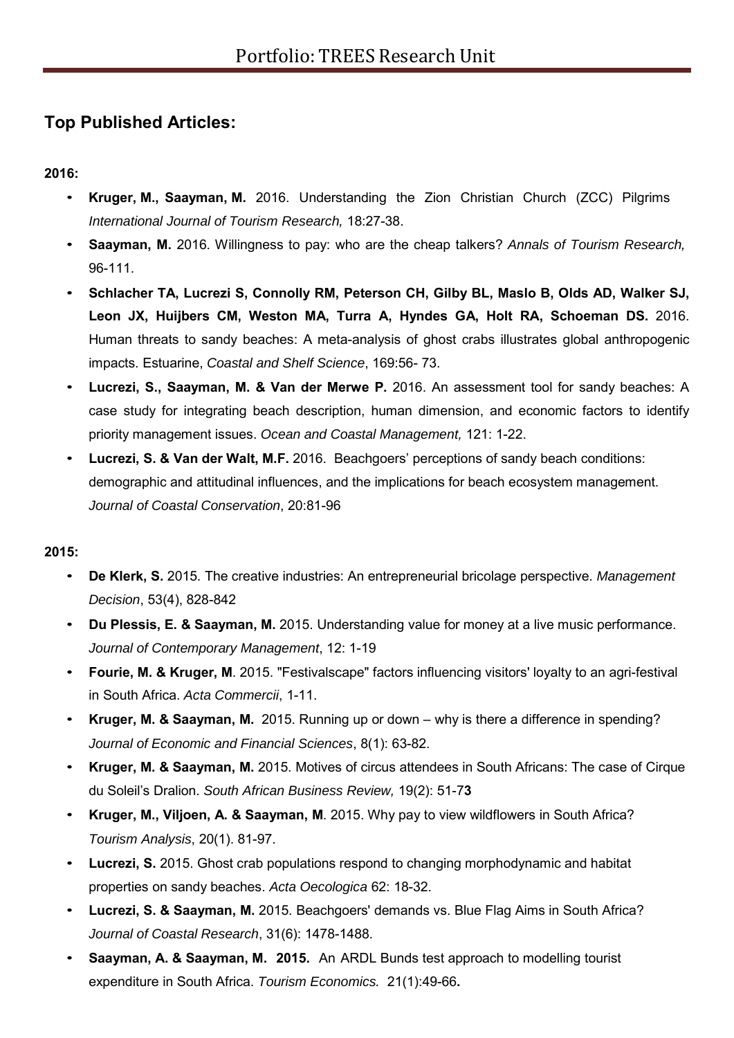# Portfolio: TREES Research Unit

## Top Published Articles:

**2016:**

- **Kruger, M., Saayman, M.** 2016. Understanding the Zion Christian Church (ZCC) Pilgrims *International Journal of Tourism Research,* 18:27-38.
- **Saayman, M.** 2016. Willingness to pay: who are the cheap talkers? *Annals of Tourism Research,* 96-111.
- **Schlacher TA, Lucrezi S, Connolly RM, Peterson CH, Gilby BL, Maslo B, Olds AD, Walker SJ, Leon JX, Huijbers CM, Weston MA, Turra A, Hyndes GA, Holt RA, Schoeman DS.** 2016. Human threats to sandy beaches: A meta-analysis of ghost crabs illustrates global anthropogenic impacts. Estuarine, *Coastal and Shelf Science*, 169:56- 73.
- **Lucrezi, S., Saayman, M. & Van der Merwe P.** 2016. An assessment tool for sandy beaches: A case study for integrating beach description, human dimension, and economic factors to identify priority management issues. *Ocean and Coastal Management,* 121: 1-22.
- **Lucrezi, S. & Van der Walt, M.F.** 2016. Beachgoers' perceptions of sandy beach conditions: demographic and attitudinal influences, and the implications for beach ecosystem management. *Journal of Coastal Conservation*, 20:81-96

**2015:**

- **De Klerk, S.** 2015. The creative industries: An entrepreneurial bricolage perspective. *Management Decision*, 53(4), 828-842
- **Du Plessis, E. & Saayman, M.** 2015. Understanding value for money at a live music performance. *Journal of Contemporary Management*, 12: 1-19
- **Fourie, M. & Kruger, M**. 2015. "Festivalscape" factors influencing visitors' loyalty to an agri-festival in South Africa. *Acta Commercii*, 1-11.
- **Kruger, M. & Saayman, M.** 2015. Running up or down – why is there a difference in spending? *Journal of Economic and Financial Sciences*, 8(1): 63-82.
- **Kruger, M. & Saayman, M.** 2015. Motives of circus attendees in South Africans: The case of Cirque du Soleil's Dralion. *South African Business Review,* 19(2): 51-7**3**
- **Kruger, M., Viljoen, A. & Saayman, M**. 2015. Why pay to view wildflowers in South Africa? *Tourism Analysis*, 20(1). 81-97.
- **Lucrezi, S.** 2015. Ghost crab populations respond to changing morphodynamic and habitat properties on sandy beaches. *Acta Oecologica* 62: 18-32.
- **Lucrezi, S. & Saayman, M.** 2015. Beachgoers' demands vs. Blue Flag Aims in South Africa? *Journal of Coastal Research*, 31(6): 1478-1488.
- **Saayman, A. & Saayman, M. 2015.** An ARDL Bunds test approach to modelling tourist expenditure in South Africa. *Tourism Economics.* 21(1):49-66**.**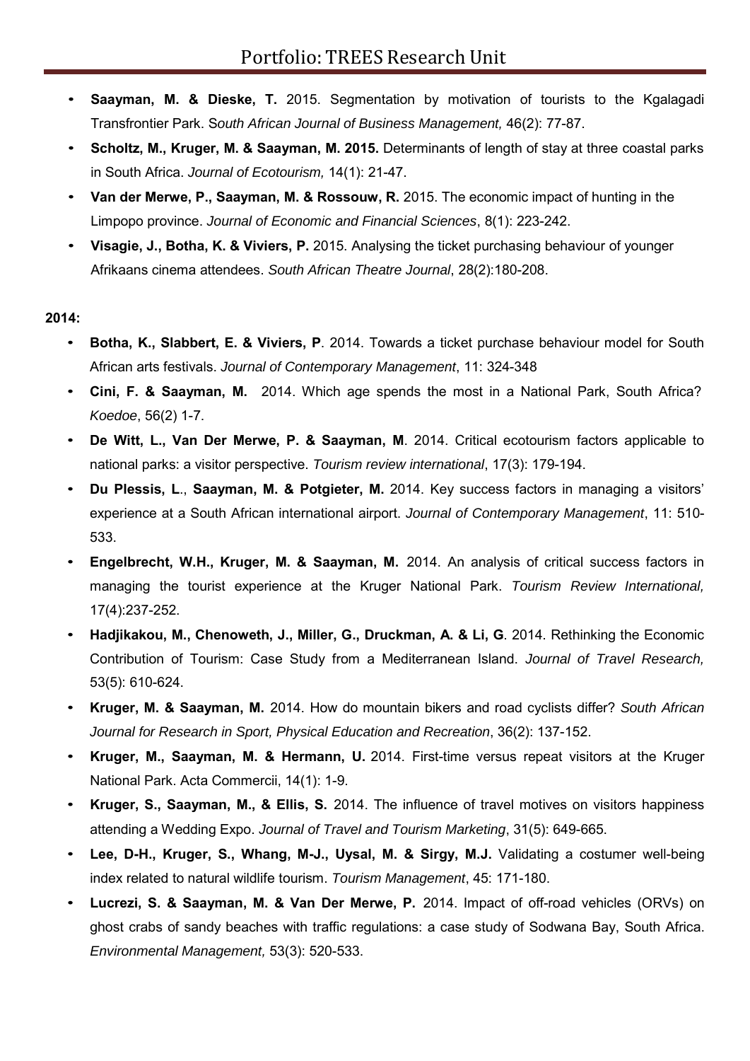- **Saayman, M. & Dieske, T.** 2015. Segmentation by motivation of tourists to the Kgalagadi Transfrontier Park. *South African Journal of Business Management,* 46(2): 77-87.
- **Scholtz, M., Kruger, M. & Saayman, M. 2015.** Determinants of length of stay at three coastal parks in South Africa. *Journal of Ecotourism,* 14(1): 21-47.
- **Van der Merwe, P., Saayman, M. & Rossouw, R.** 2015. The economic impact of hunting in the Limpopo province. *Journal of Economic and Financial Sciences*, 8(1): 223-242.
- **Visagie, J., Botha, K. & Viviers, P.** 2015. Analysing the ticket purchasing behaviour of younger Afrikaans cinema attendees. *South African Theatre Journal*, 28(2):180-208.

**2014:**

- **Botha, K., Slabbert, E. & Viviers, P**. 2014. Towards a ticket purchase behaviour model for South African arts festivals. *Journal of Contemporary Management*, 11: 324-348
- **Cini, F. & Saayman, M.** 2014. Which age spends the most in a National Park, South Africa? *Koedoe*, 56(2) 1-7.
- **De Witt, L., Van Der Merwe, P. & Saayman, M**. 2014. Critical ecotourism factors applicable to national parks: a visitor perspective. *Tourism review international*, 17(3): 179-194.
- **Du Plessis, L**., **Saayman, M. & Potgieter, M.** 2014. Key success factors in managing a visitors' experience at a South African international airport. *Journal of Contemporary Management*, 11: 510-533.
- **Engelbrecht, W.H., Kruger, M. & Saayman, M.** 2014. An analysis of critical success factors in managing the tourist experience at the Kruger National Park. *Tourism Review International,* 17(4):237-252.
- **Hadjikakou, M., Chenoweth, J., Miller, G., Druckman, A. & Li, G**. 2014. Rethinking the Economic Contribution of Tourism: Case Study from a Mediterranean Island. *Journal of Travel Research,* 53(5): 610-624.
- **Kruger, M. & Saayman, M.** 2014. How do mountain bikers and road cyclists differ? *South African Journal for Research in Sport, Physical Education and Recreation*, 36(2): 137-152.
- **Kruger, M., Saayman, M. & Hermann, U.** 2014. First-time versus repeat visitors at the Kruger National Park. Acta Commercii, 14(1): 1-9.
- **Kruger, S., Saayman, M., & Ellis, S.** 2014. The influence of travel motives on visitors happiness attending a Wedding Expo. *Journal of Travel and Tourism Marketing*, 31(5): 649-665.
- **Lee, D-H., Kruger, S., Whang, M-J., Uysal, M. & Sirgy, M.J.** Validating a costumer well-being index related to natural wildlife tourism. *Tourism Management*, 45: 171-180.
- **Lucrezi, S. & Saayman, M. & Van Der Merwe, P.** 2014. Impact of off-road vehicles (ORVs) on ghost crabs of sandy beaches with traffic regulations: a case study of Sodwana Bay, South Africa. *Environmental Management,* 53(3): 520-533.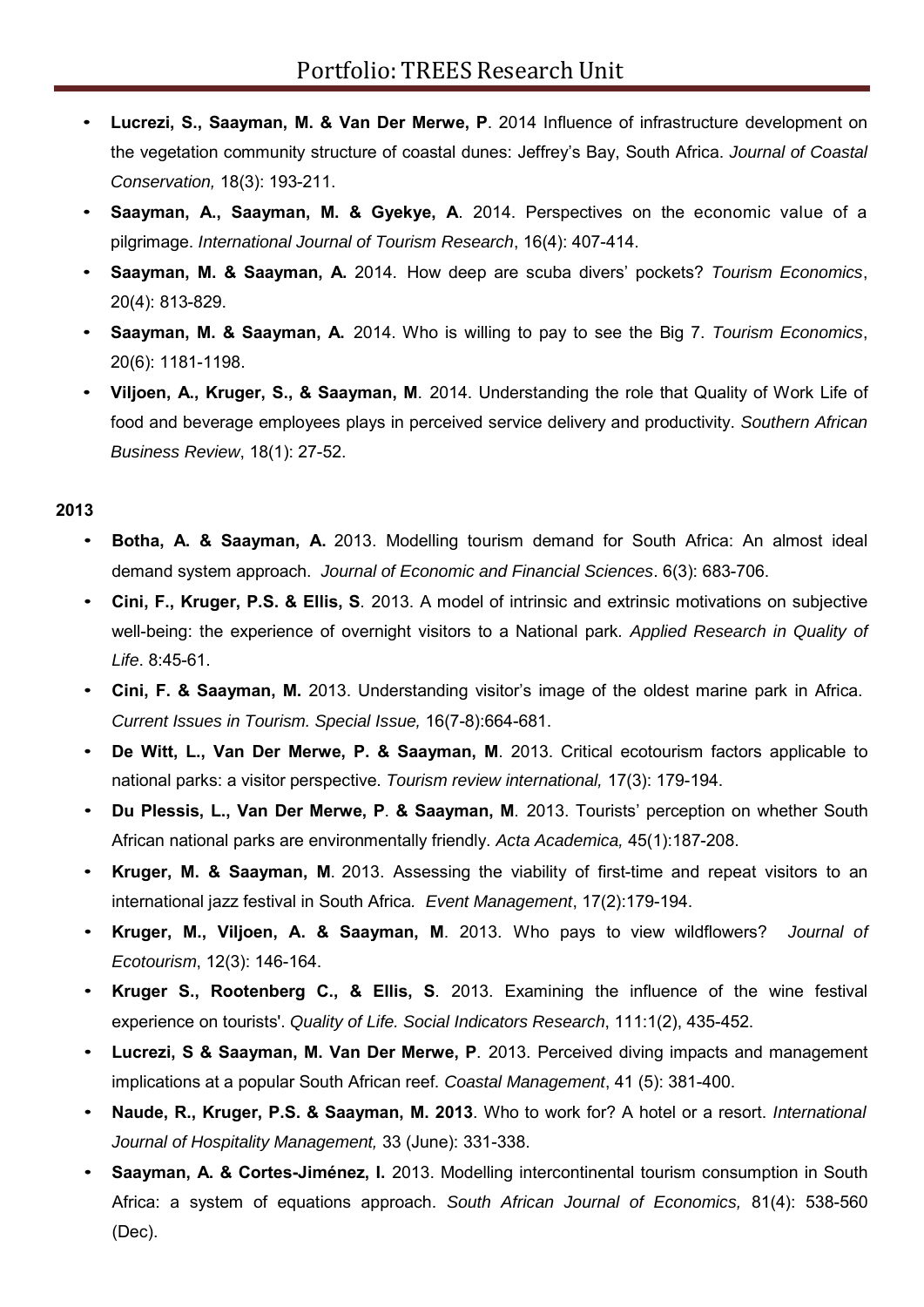- **Lucrezi, S., Saayman, M. & Van Der Merwe, P**. 2014 Influence of infrastructure development on the vegetation community structure of coastal dunes: Jeffrey's Bay, South Africa. *Journal of Coastal Conservation,* 18(3): 193-211.
- **Saayman, A., Saayman, M. & Gyekye, A**. 2014. Perspectives on the economic value of a pilgrimage. *International Journal of Tourism Research*, 16(4): 407-414.
- **Saayman, M. & Saayman, A.** 2014. How deep are scuba divers' pockets? *Tourism Economics*, 20(4): 813-829.
- **Saayman, M. & Saayman, A.** 2014. Who is willing to pay to see the Big 7. *Tourism Economics*, 20(6): 1181-1198.
- **Viljoen, A., Kruger, S., & Saayman, M**. 2014. Understanding the role that Quality of Work Life of food and beverage employees plays in perceived service delivery and productivity. *Southern African Business Review*, 18(1): 27-52.

**2013**

- **Botha, A. & Saayman, A.** 2013. Modelling tourism demand for South Africa: An almost ideal demand system approach. *Journal of Economic and Financial Sciences*. 6(3): 683-706.
- **Cini, F., Kruger, P.S. & Ellis, S**. 2013. A model of intrinsic and extrinsic motivations on subjective well-being: the experience of overnight visitors to a National park. *Applied Research in Quality of Life*. 8:45-61.
- **Cini, F. & Saayman, M.** 2013. Understanding visitor's image of the oldest marine park in Africa. *Current Issues in Tourism. Special Issue,* 16(7-8):664-681.
- **De Witt, L., Van Der Merwe, P. & Saayman, M**. 2013. Critical ecotourism factors applicable to national parks: a visitor perspective. *Tourism review international,* 17(3): 179-194.
- **Du Plessis, L., Van Der Merwe, P**. **& Saayman, M**. 2013. Tourists' perception on whether South African national parks are environmentally friendly. *Acta Academica,* 45(1):187-208.
- **Kruger, M. & Saayman, M**. 2013. Assessing the viability of first-time and repeat visitors to an international jazz festival in South Africa*. Event Management*, 17(2):179-194.
- **Kruger, M., Viljoen, A. & Saayman, M**. 2013. Who pays to view wildflowers? *Journal of Ecotourism*, 12(3): 146-164.
- **Kruger S., Rootenberg C., & Ellis, S**. 2013. Examining the influence of the wine festival experience on tourists'. *Quality of Life. Social Indicators Research*, 111:1(2), 435-452.
- **Lucrezi, S & Saayman, M. Van Der Merwe, P**. 2013. Perceived diving impacts and management implications at a popular South African reef. *Coastal Management*, 41 (5): 381-400.
- **Naude, R., Kruger, P.S. & Saayman, M. 2013**. Who to work for? A hotel or a resort. *International Journal of Hospitality Management,* 33 (June): 331-338.
- **Saayman, A. & Cortes-Jiménez, I.** 2013. Modelling intercontinental tourism consumption in South Africa: a system of equations approach. *South African Journal of Economics,* 81(4): 538-560 (Dec).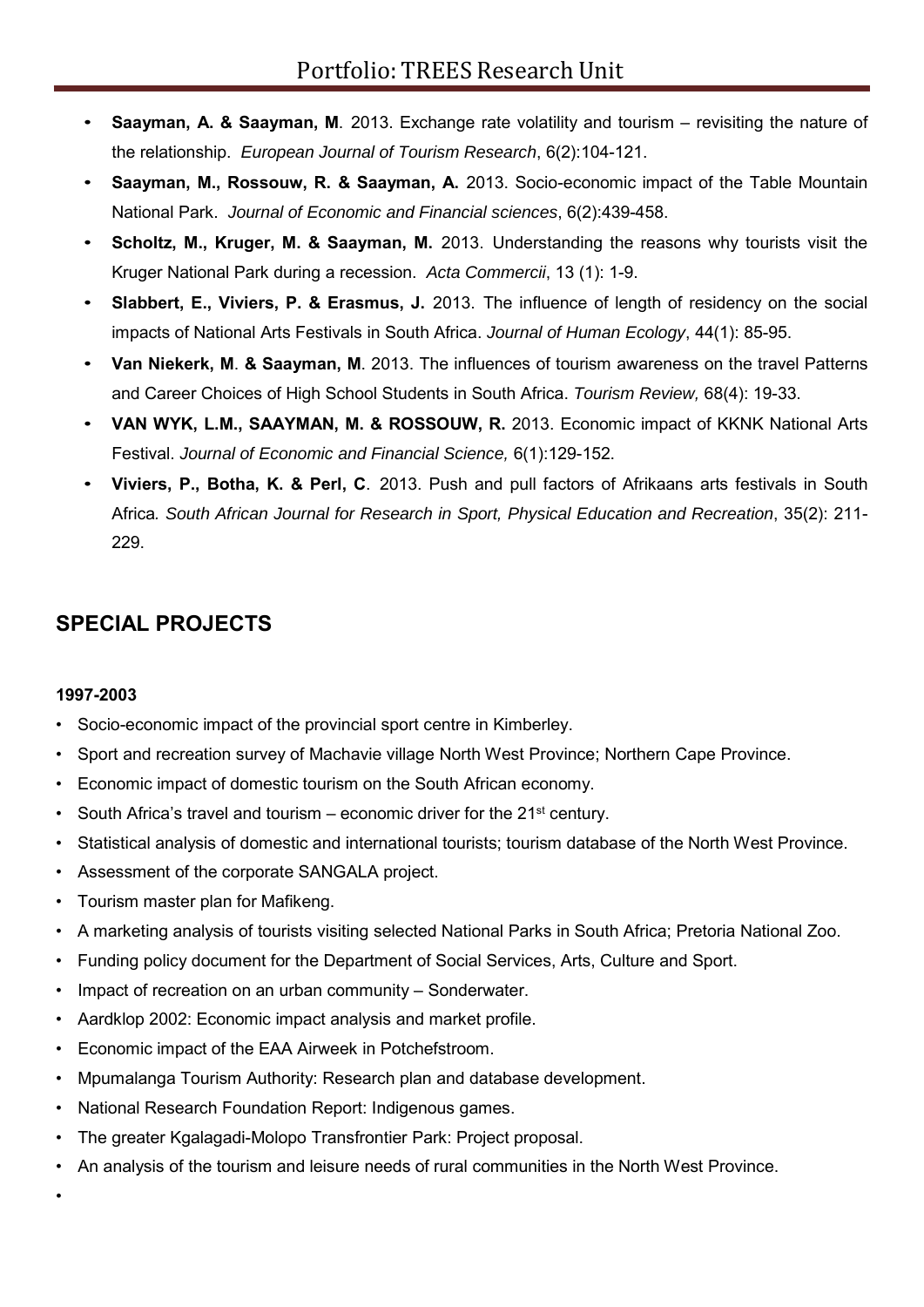- **Saayman, A. & Saayman, M**. 2013. Exchange rate volatility and tourism – revisiting the nature of the relationship. *European Journal of Tourism Research*, 6(2):104-121.
- **Saayman, M., Rossouw, R. & Saayman, A.** 2013. Socio-economic impact of the Table Mountain National Park. *Journal of Economic and Financial sciences*, 6(2):439-458.
- **Scholtz, M., Kruger, M. & Saayman, M.** 2013. Understanding the reasons why tourists visit the Kruger National Park during a recession. *Acta Commercii*, 13 (1): 1-9.
- **Slabbert, E., Viviers, P. & Erasmus, J.** 2013. The influence of length of residency on the social impacts of National Arts Festivals in South Africa. *Journal of Human Ecology*, 44(1): 85-95.
- **Van Niekerk, M**. **& Saayman, M**. 2013. The influences of tourism awareness on the travel Patterns and Career Choices of High School Students in South Africa. *Tourism Review,* 68(4): 19-33.
- **VAN WYK, L.M., SAAYMAN, M. & ROSSOUW, R.** 2013. Economic impact of KKNK National Arts Festival. *Journal of Economic and Financial Science,* 6(1):129-152.
- **Viviers, P., Botha, K. & Perl, C**. 2013. Push and pull factors of Afrikaans arts festivals in South Africa*. South African Journal for Research in Sport, Physical Education and Recreation*, 35(2): 211-229.

## SPECIAL PROJECTS

**1997-2003**

- Socio-economic impact of the provincial sport centre in Kimberley.
- Sport and recreation survey of Machavie village North West Province; Northern Cape Province.
- Economic impact of domestic tourism on the South African economy.
- South Africa's travel and tourism – economic driver for the 21st century.
- Statistical analysis of domestic and international tourists; tourism database of the North West Province.
- Assessment of the corporate SANGALA project.
- Tourism master plan for Mafikeng.
- A marketing analysis of tourists visiting selected National Parks in South Africa; Pretoria National Zoo.
- Funding policy document for the Department of Social Services, Arts, Culture and Sport.
- Impact of recreation on an urban community – Sonderwater.
- Aardklop 2002: Economic impact analysis and market profile.
- Economic impact of the EAA Airweek in Potchefstroom.
- Mpumalanga Tourism Authority: Research plan and database development.
- National Research Foundation Report: Indigenous games.
- The greater Kgalagadi-Molopo Transfrontier Park: Project proposal.
- An analysis of the tourism and leisure needs of rural communities in the North West Province.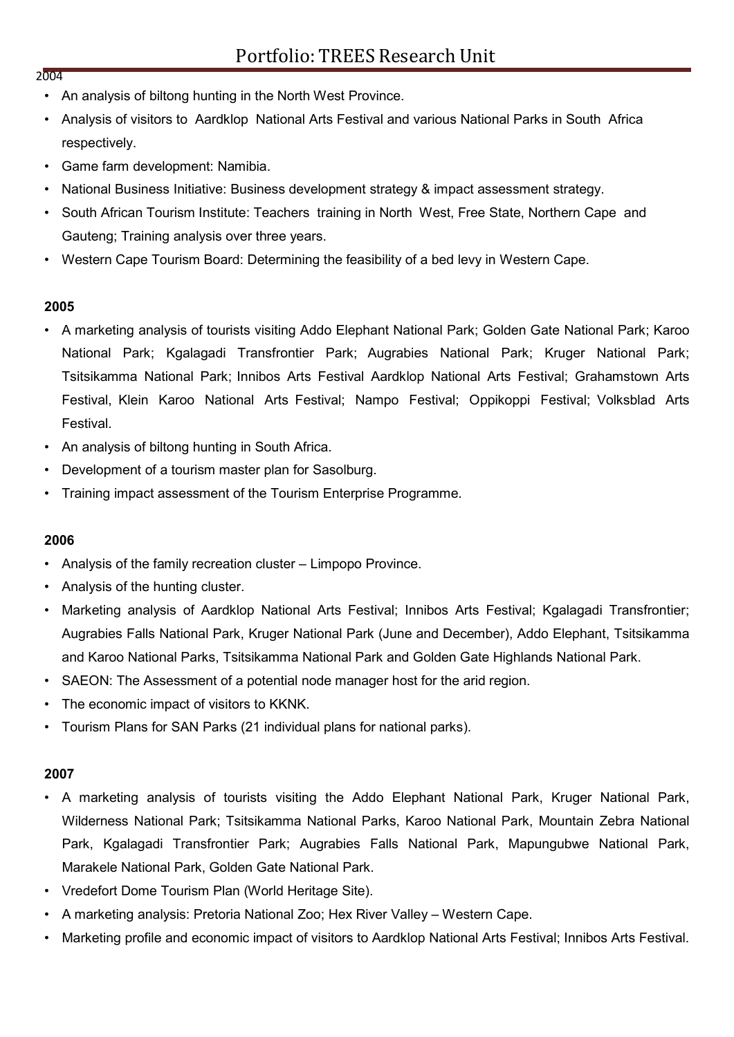2004

- An analysis of biltong hunting in the North West Province.
- Analysis of visitors to Aardklop National Arts Festival and various National Parks in South Africa respectively.
- Game farm development: Namibia.
- National Business Initiative: Business development strategy & impact assessment strategy.
- South African Tourism Institute: Teachers training in North West, Free State, Northern Cape and Gauteng; Training analysis over three years.
- Western Cape Tourism Board: Determining the feasibility of a bed levy in Western Cape.

**2005**

- A marketing analysis of tourists visiting Addo Elephant National Park; Golden Gate National Park; Karoo National Park; Kgalagadi Transfrontier Park; Augrabies National Park; Kruger National Park; Tsitsikamma National Park; Innibos Arts Festival Aardklop National Arts Festival; Grahamstown Arts Festival, Klein Karoo National Arts Festival; Nampo Festival; Oppikoppi Festival; Volksblad Arts Festival.
- An analysis of biltong hunting in South Africa.
- Development of a tourism master plan for Sasolburg.
- Training impact assessment of the Tourism Enterprise Programme.

**2006**

- Analysis of the family recreation cluster – Limpopo Province.
- Analysis of the hunting cluster.
- Marketing analysis of Aardklop National Arts Festival; Innibos Arts Festival; Kgalagadi Transfrontier; Augrabies Falls National Park, Kruger National Park (June and December), Addo Elephant, Tsitsikamma and Karoo National Parks, Tsitsikamma National Park and Golden Gate Highlands National Park.
- SAEON: The Assessment of a potential node manager host for the arid region.
- The economic impact of visitors to KKNK.
- Tourism Plans for SAN Parks (21 individual plans for national parks).

**2007**

- A marketing analysis of tourists visiting the Addo Elephant National Park, Kruger National Park, Wilderness National Park; Tsitsikamma National Parks, Karoo National Park, Mountain Zebra National Park, Kgalagadi Transfrontier Park; Augrabies Falls National Park, Mapungubwe National Park, Marakele National Park, Golden Gate National Park.
- Vredefort Dome Tourism Plan (World Heritage Site).
- A marketing analysis: Pretoria National Zoo; Hex River Valley – Western Cape.
- Marketing profile and economic impact of visitors to Aardklop National Arts Festival; Innibos Arts Festival.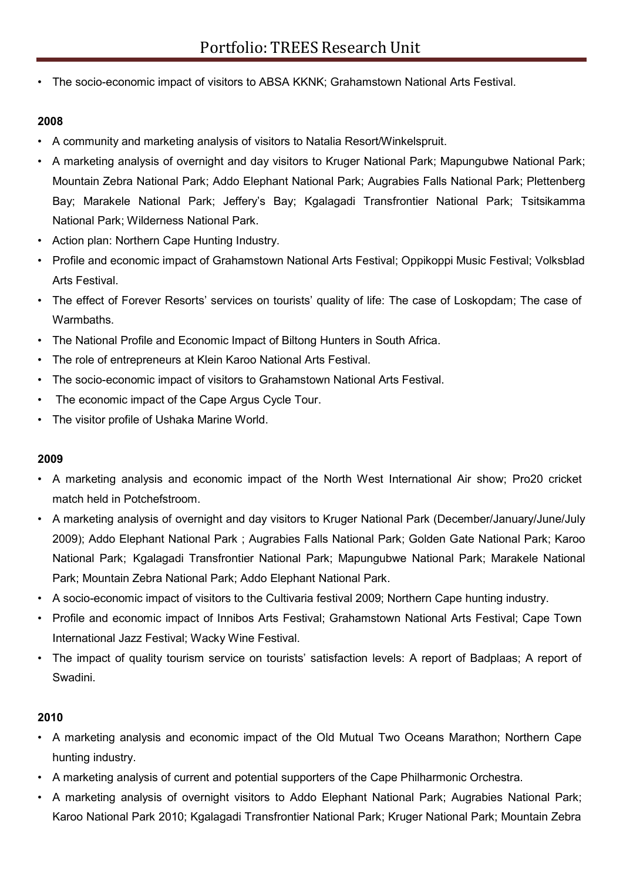- The socio-economic impact of visitors to ABSA KKNK; Grahamstown National Arts Festival.

**2008**

- A community and marketing analysis of visitors to Natalia Resort/Winkelspruit.
- A marketing analysis of overnight and day visitors to Kruger National Park; Mapungubwe National Park; Mountain Zebra National Park; Addo Elephant National Park; Augrabies Falls National Park; Plettenberg Bay; Marakele National Park; Jeffery's Bay; Kgalagadi Transfrontier National Park; Tsitsikamma National Park; Wilderness National Park.
- Action plan: Northern Cape Hunting Industry.
- Profile and economic impact of Grahamstown National Arts Festival; Oppikoppi Music Festival; Volksblad Arts Festival.
- The effect of Forever Resorts' services on tourists' quality of life: The case of Loskopdam; The case of Warmbaths.
- The National Profile and Economic Impact of Biltong Hunters in South Africa.
- The role of entrepreneurs at Klein Karoo National Arts Festival.
- The socio-economic impact of visitors to Grahamstown National Arts Festival.
- The economic impact of the Cape Argus Cycle Tour.
- The visitor profile of Ushaka Marine World.

**2009**

- A marketing analysis and economic impact of the North West International Air show; Pro20 cricket match held in Potchefstroom.
- A marketing analysis of overnight and day visitors to Kruger National Park (December/January/June/July 2009); Addo Elephant National Park ; Augrabies Falls National Park; Golden Gate National Park; Karoo National Park; Kgalagadi Transfrontier National Park; Mapungubwe National Park; Marakele National Park; Mountain Zebra National Park; Addo Elephant National Park.
- A socio-economic impact of visitors to the Cultivaria festival 2009; Northern Cape hunting industry.
- Profile and economic impact of Innibos Arts Festival; Grahamstown National Arts Festival; Cape Town International Jazz Festival; Wacky Wine Festival.
- The impact of quality tourism service on tourists' satisfaction levels: A report of Badplaas; A report of Swadini.

**2010**

- A marketing analysis and economic impact of the Old Mutual Two Oceans Marathon; Northern Cape hunting industry.
- A marketing analysis of current and potential supporters of the Cape Philharmonic Orchestra.
- A marketing analysis of overnight visitors to Addo Elephant National Park; Augrabies National Park; Karoo National Park 2010; Kgalagadi Transfrontier National Park; Kruger National Park; Mountain Zebra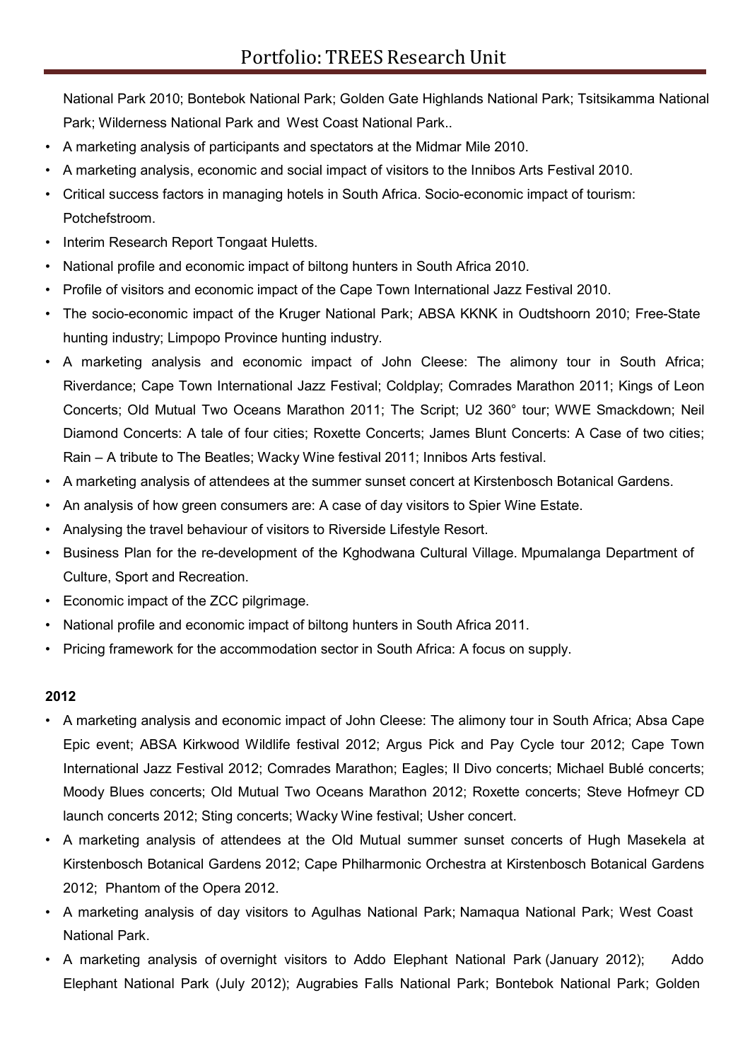National Park 2010; Bontebok National Park; Golden Gate Highlands National Park; Tsitsikamma National Park; Wilderness National Park and West Coast National Park..

- A marketing analysis of participants and spectators at the Midmar Mile 2010.
- A marketing analysis, economic and social impact of visitors to the Innibos Arts Festival 2010.
- Critical success factors in managing hotels in South Africa. Socio-economic impact of tourism: Potchefstroom.
- Interim Research Report Tongaat Huletts.
- National profile and economic impact of biltong hunters in South Africa 2010.
- Profile of visitors and economic impact of the Cape Town International Jazz Festival 2010.
- The socio-economic impact of the Kruger National Park; ABSA KKNK in Oudtshoorn 2010; Free-State hunting industry; Limpopo Province hunting industry.
- A marketing analysis and economic impact of John Cleese: The alimony tour in South Africa; Riverdance; Cape Town International Jazz Festival; Coldplay; Comrades Marathon 2011; Kings of Leon Concerts; Old Mutual Two Oceans Marathon 2011; The Script; U2 360° tour; WWE Smackdown; Neil Diamond Concerts: A tale of four cities; Roxette Concerts; James Blunt Concerts: A Case of two cities; Rain – A tribute to The Beatles; Wacky Wine festival 2011; Innibos Arts festival.
- A marketing analysis of attendees at the summer sunset concert at Kirstenbosch Botanical Gardens.
- An analysis of how green consumers are: A case of day visitors to Spier Wine Estate.
- Analysing the travel behaviour of visitors to Riverside Lifestyle Resort.
- Business Plan for the re-development of the Kghodwana Cultural Village. Mpumalanga Department of Culture, Sport and Recreation.
- Economic impact of the ZCC pilgrimage.
- National profile and economic impact of biltong hunters in South Africa 2011.
- Pricing framework for the accommodation sector in South Africa: A focus on supply.

**2012**

- A marketing analysis and economic impact of John Cleese: The alimony tour in South Africa; Absa Cape Epic event; ABSA Kirkwood Wildlife festival 2012; Argus Pick and Pay Cycle tour 2012; Cape Town International Jazz Festival 2012; Comrades Marathon; Eagles; Il Divo concerts; Michael Bublé concerts; Moody Blues concerts; Old Mutual Two Oceans Marathon 2012; Roxette concerts; Steve Hofmeyr CD launch concerts 2012; Sting concerts; Wacky Wine festival; Usher concert.
- A marketing analysis of attendees at the Old Mutual summer sunset concerts of Hugh Masekela at Kirstenbosch Botanical Gardens 2012; Cape Philharmonic Orchestra at Kirstenbosch Botanical Gardens 2012; Phantom of the Opera 2012.
- A marketing analysis of day visitors to Agulhas National Park; Namaqua National Park; West Coast National Park.
- A marketing analysis of overnight visitors to Addo Elephant National Park (January 2012); Addo Elephant National Park (July 2012); Augrabies Falls National Park; Bontebok National Park; Golden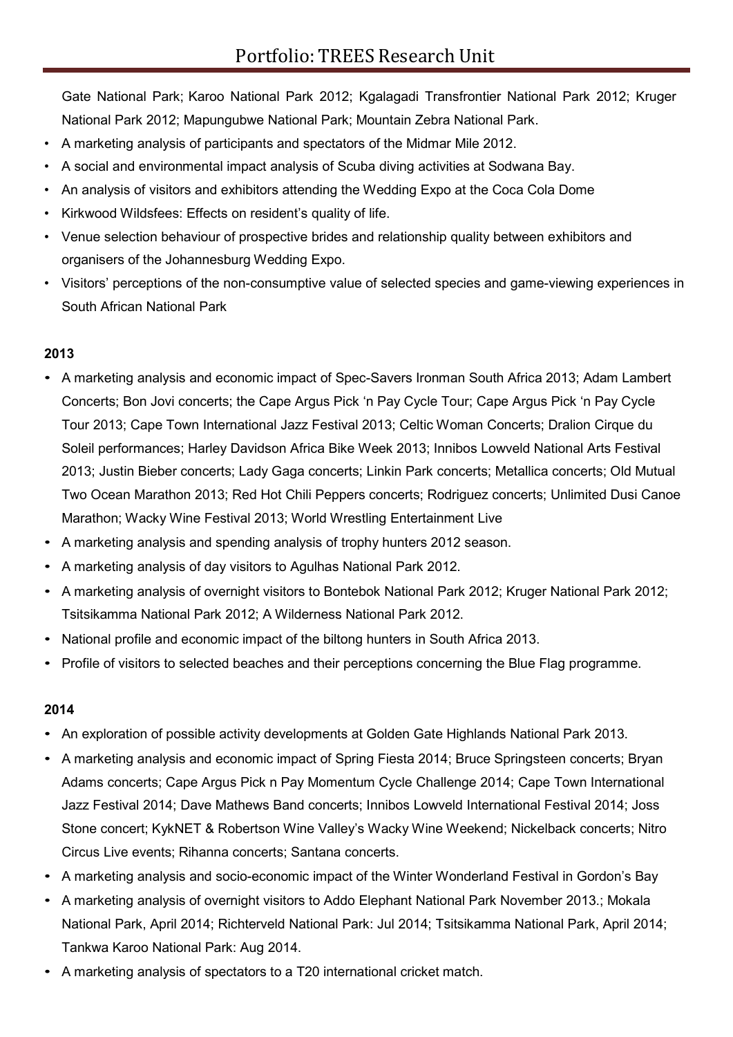Gate National Park; Karoo National Park 2012; Kgalagadi Transfrontier National Park 2012; Kruger National Park 2012; Mapungubwe National Park; Mountain Zebra National Park.

- A marketing analysis of participants and spectators of the Midmar Mile 2012.
- A social and environmental impact analysis of Scuba diving activities at Sodwana Bay.
- An analysis of visitors and exhibitors attending the Wedding Expo at the Coca Cola Dome
- Kirkwood Wildsfees: Effects on resident's quality of life.
- Venue selection behaviour of prospective brides and relationship quality between exhibitors and organisers of the Johannesburg Wedding Expo.
- Visitors' perceptions of the non-consumptive value of selected species and game-viewing experiences in South African National Park

**2013**

- A marketing analysis and economic impact of Spec-Savers Ironman South Africa 2013; Adam Lambert Concerts; Bon Jovi concerts; the Cape Argus Pick 'n Pay Cycle Tour; Cape Argus Pick 'n Pay Cycle Tour 2013; Cape Town International Jazz Festival 2013; Celtic Woman Concerts; Dralion Cirque du Soleil performances; Harley Davidson Africa Bike Week 2013; Innibos Lowveld National Arts Festival 2013; Justin Bieber concerts; Lady Gaga concerts; Linkin Park concerts; Metallica concerts; Old Mutual Two Ocean Marathon 2013; Red Hot Chili Peppers concerts; Rodriguez concerts; Unlimited Dusi Canoe Marathon; Wacky Wine Festival 2013; World Wrestling Entertainment Live
- A marketing analysis and spending analysis of trophy hunters 2012 season.
- A marketing analysis of day visitors to Agulhas National Park 2012.
- A marketing analysis of overnight visitors to Bontebok National Park 2012; Kruger National Park 2012; Tsitsikamma National Park 2012; A Wilderness National Park 2012.
- National profile and economic impact of the biltong hunters in South Africa 2013.
- Profile of visitors to selected beaches and their perceptions concerning the Blue Flag programme.

**2014**

- An exploration of possible activity developments at Golden Gate Highlands National Park 2013.
- A marketing analysis and economic impact of Spring Fiesta 2014; Bruce Springsteen concerts; Bryan Adams concerts; Cape Argus Pick n Pay Momentum Cycle Challenge 2014; Cape Town International Jazz Festival 2014; Dave Mathews Band concerts; Innibos Lowveld International Festival 2014; Joss Stone concert; KykNET & Robertson Wine Valley's Wacky Wine Weekend; Nickelback concerts; Nitro Circus Live events; Rihanna concerts; Santana concerts.
- A marketing analysis and socio-economic impact of the Winter Wonderland Festival in Gordon's Bay
- A marketing analysis of overnight visitors to Addo Elephant National Park November 2013.; Mokala National Park, April 2014; Richterveld National Park: Jul 2014; Tsitsikamma National Park, April 2014; Tankwa Karoo National Park: Aug 2014.
- A marketing analysis of spectators to a T20 international cricket match.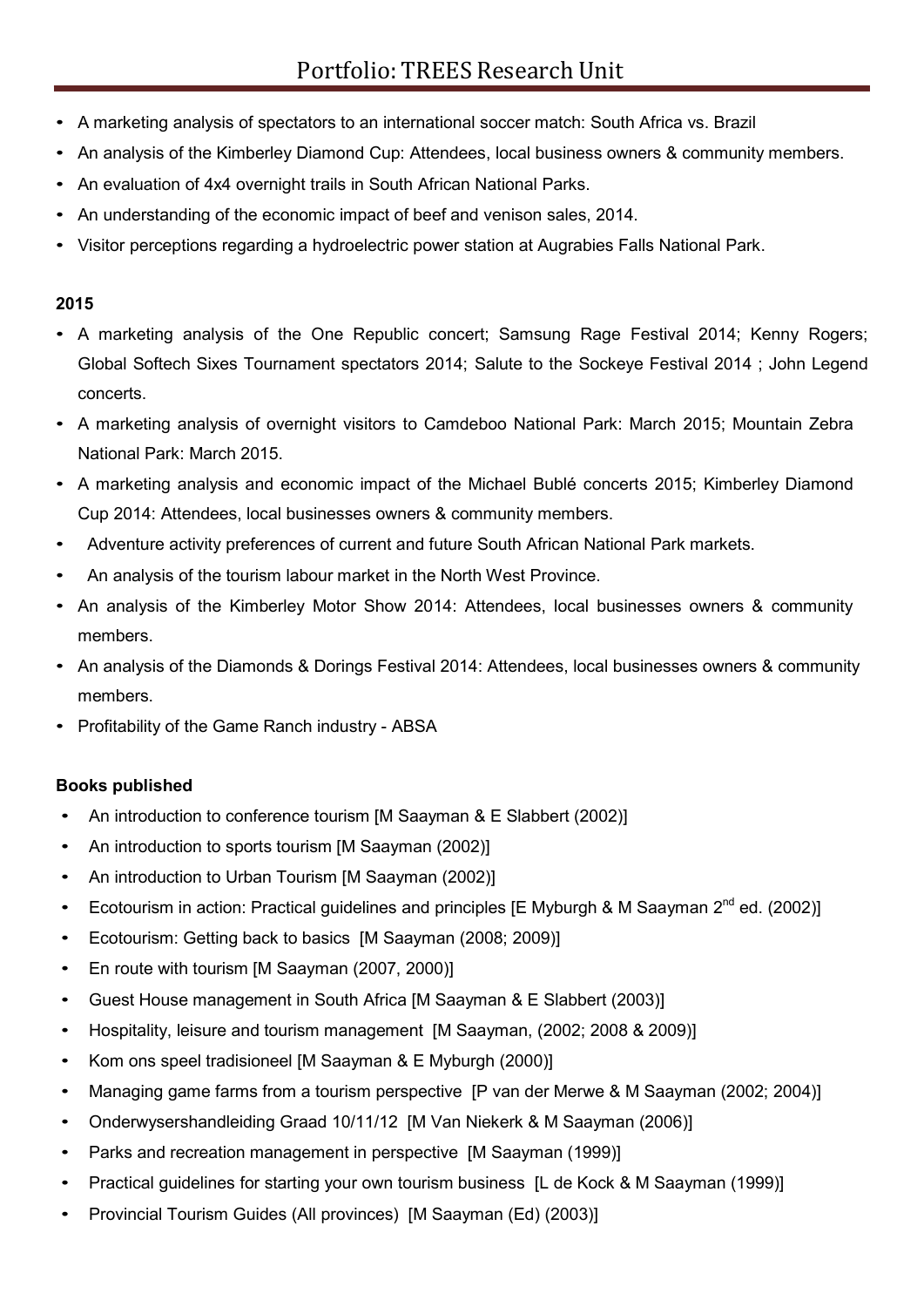- A marketing analysis of spectators to an international soccer match: South Africa vs. Brazil
- An analysis of the Kimberley Diamond Cup: Attendees, local business owners & community members.
- An evaluation of 4x4 overnight trails in South African National Parks.
- An understanding of the economic impact of beef and venison sales, 2014.
- Visitor perceptions regarding a hydroelectric power station at Augrabies Falls National Park.

**2015**

- A marketing analysis of the One Republic concert; Samsung Rage Festival 2014; Kenny Rogers; Global Softech Sixes Tournament spectators 2014; Salute to the Sockeye Festival 2014 ; John Legend concerts.
- A marketing analysis of overnight visitors to Camdeboo National Park: March 2015; Mountain Zebra National Park: March 2015.
- A marketing analysis and economic impact of the Michael Bublé concerts 2015; Kimberley Diamond Cup 2014: Attendees, local businesses owners & community members.
- Adventure activity preferences of current and future South African National Park markets.
- An analysis of the tourism labour market in the North West Province.
- An analysis of the Kimberley Motor Show 2014: Attendees, local businesses owners & community members.
- An analysis of the Diamonds & Dorings Festival 2014: Attendees, local businesses owners & community members.
- Profitability of the Game Ranch industry - ABSA

**Books published**

- An introduction to conference tourism [M Saayman & E Slabbert (2002)]
- An introduction to sports tourism [M Saayman (2002)]
- An introduction to Urban Tourism [M Saayman (2002)]
- Ecotourism in action: Practical guidelines and principles [E Myburgh & M Saayman 2nd ed. (2002)]
- Ecotourism: Getting back to basics [M Saayman (2008; 2009)]
- En route with tourism [M Saayman (2007, 2000)]
- Guest House management in South Africa [M Saayman & E Slabbert (2003)]
- Hospitality, leisure and tourism management [M Saayman, (2002; 2008 & 2009)]
- Kom ons speel tradisioneel [M Saayman & E Myburgh (2000)]
- Managing game farms from a tourism perspective [P van der Merwe & M Saayman (2002; 2004)]
- Onderwysershandleiding Graad 10/11/12 [M Van Niekerk & M Saayman (2006)]
- Parks and recreation management in perspective [M Saayman (1999)]
- Practical guidelines for starting your own tourism business [L de Kock & M Saayman (1999)]
- Provincial Tourism Guides (All provinces) [M Saayman (Ed) (2003)]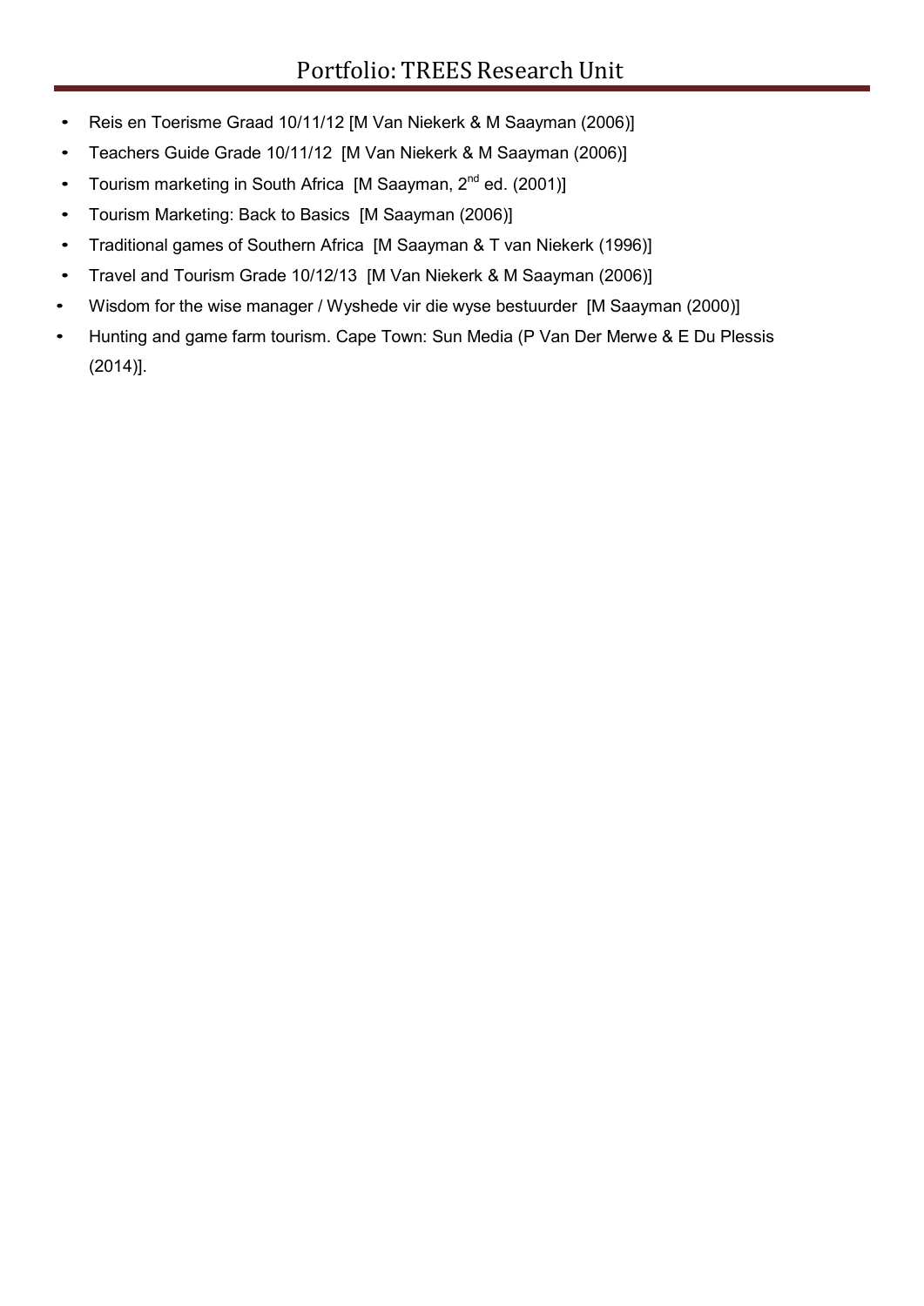- Reis en Toerisme Graad 10/11/12 [M Van Niekerk & M Saayman (2006)]
- Teachers Guide Grade 10/11/12 [M Van Niekerk & M Saayman (2006)]
- Tourism marketing in South Africa [M Saayman, 2nd ed. (2001)]
- Tourism Marketing: Back to Basics [M Saayman (2006)]
- Traditional games of Southern Africa [M Saayman & T van Niekerk (1996)]
- Travel and Tourism Grade 10/12/13 [M Van Niekerk & M Saayman (2006)]
- Wisdom for the wise manager / Wyshede vir die wyse bestuurder [M Saayman (2000)]
- Hunting and game farm tourism. Cape Town: Sun Media (P Van Der Merwe & E Du Plessis (2014)].